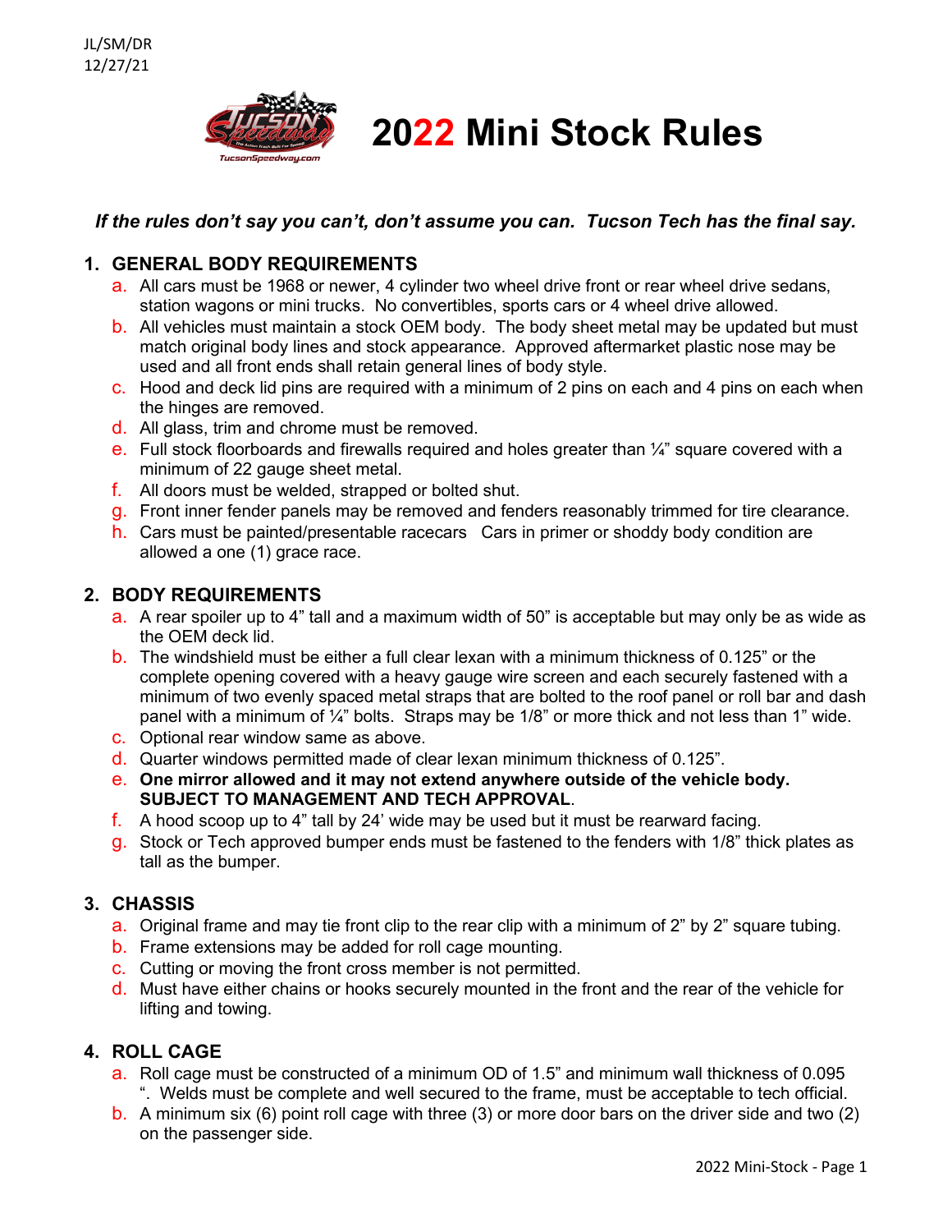JL/SM/DR
12/27/21

# 2022 Mini Stock Rules

***If the rules don't say you can't, don't assume you can. Tucson Tech has the final say.***

## 1. GENERAL BODY REQUIREMENTS

a. All cars must be 1968 or newer, 4 cylinder two wheel drive front or rear wheel drive sedans, station wagons or mini trucks. No convertibles, sports cars or 4 wheel drive allowed.
b. All vehicles must maintain a stock OEM body. The body sheet metal may be updated but must match original body lines and stock appearance. Approved aftermarket plastic nose may be used and all front ends shall retain general lines of body style.
c. Hood and deck lid pins are required with a minimum of 2 pins on each and 4 pins on each when the hinges are removed.
d. All glass, trim and chrome must be removed.
e. Full stock floorboards and firewalls required and holes greater than ¼" square covered with a minimum of 22 gauge sheet metal.
f. All doors must be welded, strapped or bolted shut.
g. Front inner fender panels may be removed and fenders reasonably trimmed for tire clearance.
h. Cars must be painted/presentable racecars Cars in primer or shoddy body condition are allowed a one (1) grace race.

## 2. BODY REQUIREMENTS

a. A rear spoiler up to 4" tall and a maximum width of 50" is acceptable but may only be as wide as the OEM deck lid.
b. The windshield must be either a full clear lexan with a minimum thickness of 0.125" or the complete opening covered with a heavy gauge wire screen and each securely fastened with a minimum of two evenly spaced metal straps that are bolted to the roof panel or roll bar and dash panel with a minimum of ¼" bolts. Straps may be 1/8" or more thick and not less than 1" wide.
c. Optional rear window same as above.
d. Quarter windows permitted made of clear lexan minimum thickness of 0.125".
e. **One mirror allowed and it may not extend anywhere outside of the vehicle body. SUBJECT TO MANAGEMENT AND TECH APPROVAL**.
f. A hood scoop up to 4" tall by 24' wide may be used but it must be rearward facing.
g. Stock or Tech approved bumper ends must be fastened to the fenders with 1/8" thick plates as tall as the bumper.

## 3. CHASSIS

a. Original frame and may tie front clip to the rear clip with a minimum of 2" by 2" square tubing.
b. Frame extensions may be added for roll cage mounting.
c. Cutting or moving the front cross member is not permitted.
d. Must have either chains or hooks securely mounted in the front and the rear of the vehicle for lifting and towing.

## 4. ROLL CAGE

a. Roll cage must be constructed of a minimum OD of 1.5" and minimum wall thickness of 0.095 ". Welds must be complete and well secured to the frame, must be acceptable to tech official.
b. A minimum six (6) point roll cage with three (3) or more door bars on the driver side and two (2) on the passenger side.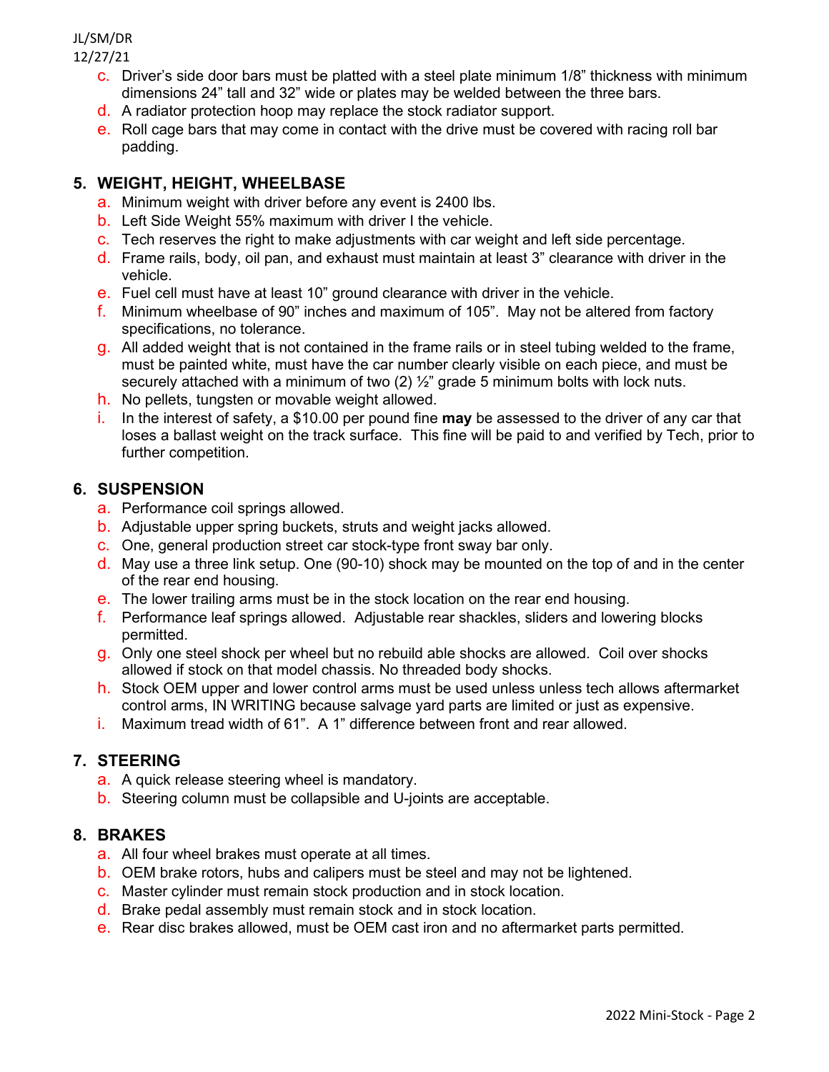c. Driver's side door bars must be platted with a steel plate minimum 1/8" thickness with minimum dimensions 24" tall and 32" wide or plates may be welded between the three bars.
d. A radiator protection hoop may replace the stock radiator support.
e. Roll cage bars that may come in contact with the drive must be covered with racing roll bar padding.

## 5. WEIGHT, HEIGHT, WHEELBASE

a. Minimum weight with driver before any event is 2400 lbs.
b. Left Side Weight 55% maximum with driver I the vehicle.
c. Tech reserves the right to make adjustments with car weight and left side percentage.
d. Frame rails, body, oil pan, and exhaust must maintain at least 3" clearance with driver in the vehicle.
e. Fuel cell must have at least 10" ground clearance with driver in the vehicle.
f. Minimum wheelbase of 90" inches and maximum of 105". May not be altered from factory specifications, no tolerance.
g. All added weight that is not contained in the frame rails or in steel tubing welded to the frame, must be painted white, must have the car number clearly visible on each piece, and must be securely attached with a minimum of two (2) ½" grade 5 minimum bolts with lock nuts.
h. No pellets, tungsten or movable weight allowed.
i. In the interest of safety, a $10.00 per pound fine **may** be assessed to the driver of any car that loses a ballast weight on the track surface. This fine will be paid to and verified by Tech, prior to further competition.

## 6. SUSPENSION

a. Performance coil springs allowed.
b. Adjustable upper spring buckets, struts and weight jacks allowed.
c. One, general production street car stock-type front sway bar only.
d. May use a three link setup. One (90-10) shock may be mounted on the top of and in the center of the rear end housing.
e. The lower trailing arms must be in the stock location on the rear end housing.
f. Performance leaf springs allowed. Adjustable rear shackles, sliders and lowering blocks permitted.
g. Only one steel shock per wheel but no rebuild able shocks are allowed. Coil over shocks allowed if stock on that model chassis. No threaded body shocks.
h. Stock OEM upper and lower control arms must be used unless unless tech allows aftermarket control arms, IN WRITING because salvage yard parts are limited or just as expensive.
i. Maximum tread width of 61". A 1" difference between front and rear allowed.

## 7. STEERING

a. A quick release steering wheel is mandatory.
b. Steering column must be collapsible and U-joints are acceptable.

## 8. BRAKES

a. All four wheel brakes must operate at all times.
b. OEM brake rotors, hubs and calipers must be steel and may not be lightened.
c. Master cylinder must remain stock production and in stock location.
d. Brake pedal assembly must remain stock and in stock location.
e. Rear disc brakes allowed, must be OEM cast iron and no aftermarket parts permitted.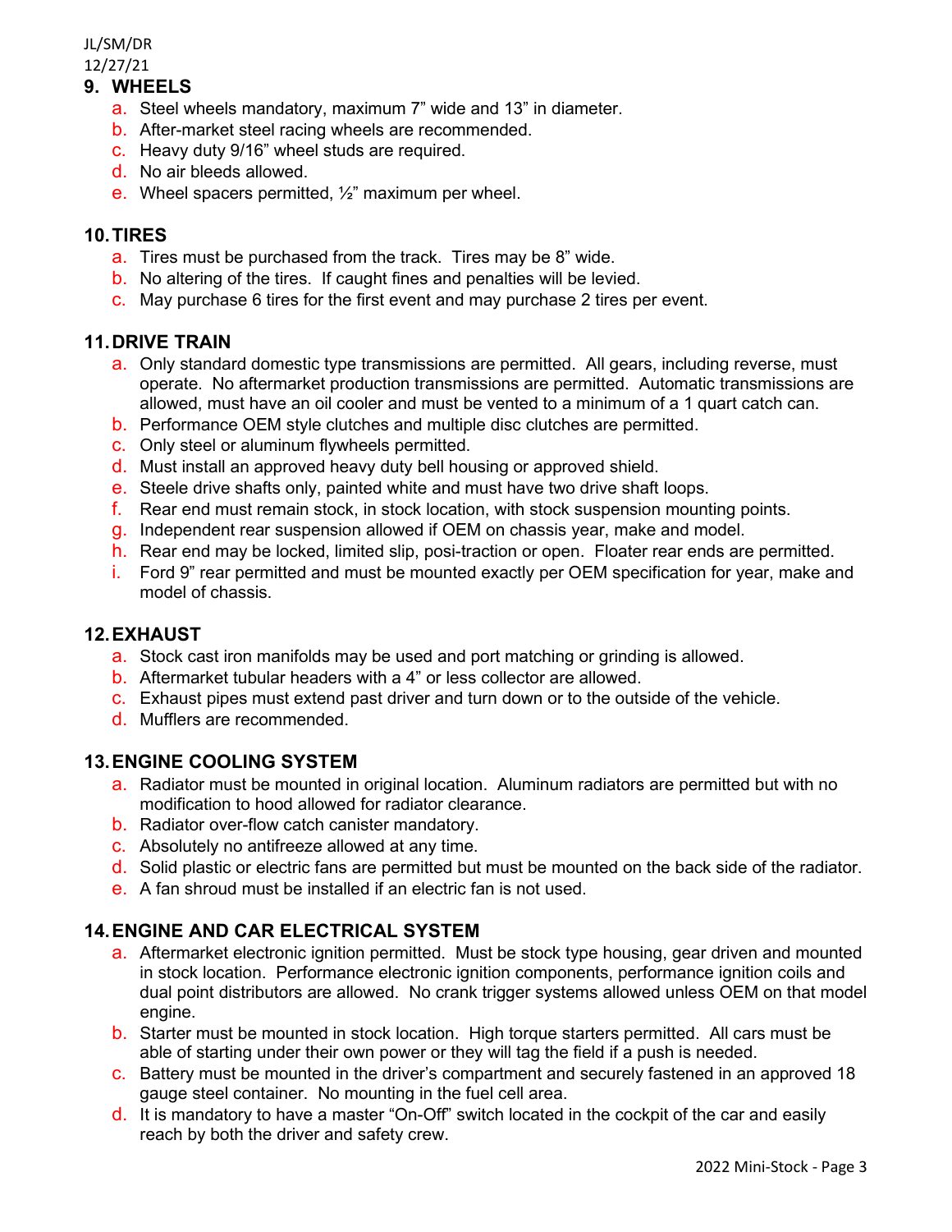## 9. WHEELS

a. Steel wheels mandatory, maximum 7" wide and 13" in diameter.
b. After-market steel racing wheels are recommended.
c. Heavy duty 9/16" wheel studs are required.
d. No air bleeds allowed.
e. Wheel spacers permitted, ½" maximum per wheel.

## 10. TIRES

a. Tires must be purchased from the track. Tires may be 8" wide.
b. No altering of the tires. If caught fines and penalties will be levied.
c. May purchase 6 tires for the first event and may purchase 2 tires per event.

## 11. DRIVE TRAIN

a. Only standard domestic type transmissions are permitted. All gears, including reverse, must operate. No aftermarket production transmissions are permitted. Automatic transmissions are allowed, must have an oil cooler and must be vented to a minimum of a 1 quart catch can.
b. Performance OEM style clutches and multiple disc clutches are permitted.
c. Only steel or aluminum flywheels permitted.
d. Must install an approved heavy duty bell housing or approved shield.
e. Steele drive shafts only, painted white and must have two drive shaft loops.
f. Rear end must remain stock, in stock location, with stock suspension mounting points.
g. Independent rear suspension allowed if OEM on chassis year, make and model.
h. Rear end may be locked, limited slip, posi-traction or open. Floater rear ends are permitted.
i. Ford 9" rear permitted and must be mounted exactly per OEM specification for year, make and model of chassis.

## 12. EXHAUST

a. Stock cast iron manifolds may be used and port matching or grinding is allowed.
b. Aftermarket tubular headers with a 4" or less collector are allowed.
c. Exhaust pipes must extend past driver and turn down or to the outside of the vehicle.
d. Mufflers are recommended.

## 13. ENGINE COOLING SYSTEM

a. Radiator must be mounted in original location. Aluminum radiators are permitted but with no modification to hood allowed for radiator clearance.
b. Radiator over-flow catch canister mandatory.
c. Absolutely no antifreeze allowed at any time.
d. Solid plastic or electric fans are permitted but must be mounted on the back side of the radiator.
e. A fan shroud must be installed if an electric fan is not used.

## 14. ENGINE AND CAR ELECTRICAL SYSTEM

a. Aftermarket electronic ignition permitted. Must be stock type housing, gear driven and mounted in stock location. Performance electronic ignition components, performance ignition coils and dual point distributors are allowed. No crank trigger systems allowed unless OEM on that model engine.
b. Starter must be mounted in stock location. High torque starters permitted. All cars must be able of starting under their own power or they will tag the field if a push is needed.
c. Battery must be mounted in the driver's compartment and securely fastened in an approved 18 gauge steel container. No mounting in the fuel cell area.
d. It is mandatory to have a master "On-Off" switch located in the cockpit of the car and easily reach by both the driver and safety crew.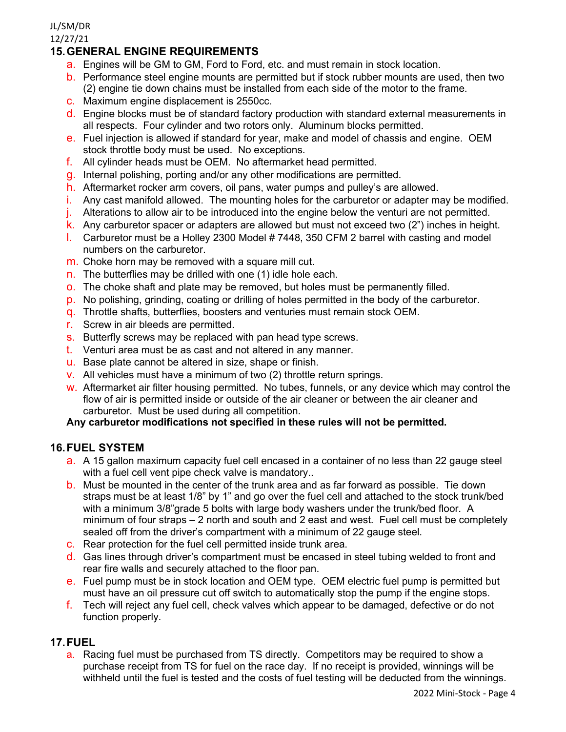## 15. GENERAL ENGINE REQUIREMENTS

a. Engines will be GM to GM, Ford to Ford, etc. and must remain in stock location.
b. Performance steel engine mounts are permitted but if stock rubber mounts are used, then two (2) engine tie down chains must be installed from each side of the motor to the frame.
c. Maximum engine displacement is 2550cc.
d. Engine blocks must be of standard factory production with standard external measurements in all respects. Four cylinder and two rotors only. Aluminum blocks permitted.
e. Fuel injection is allowed if standard for year, make and model of chassis and engine. OEM stock throttle body must be used. No exceptions.
f. All cylinder heads must be OEM. No aftermarket head permitted.
g. Internal polishing, porting and/or any other modifications are permitted.
h. Aftermarket rocker arm covers, oil pans, water pumps and pulley's are allowed.
i. Any cast manifold allowed. The mounting holes for the carburetor or adapter may be modified.
j. Alterations to allow air to be introduced into the engine below the venturi are not permitted.
k. Any carburetor spacer or adapters are allowed but must not exceed two (2") inches in height.
l. Carburetor must be a Holley 2300 Model # 7448, 350 CFM 2 barrel with casting and model numbers on the carburetor.
m. Choke horn may be removed with a square mill cut.
n. The butterflies may be drilled with one (1) idle hole each.
o. The choke shaft and plate may be removed, but holes must be permanently filled.
p. No polishing, grinding, coating or drilling of holes permitted in the body of the carburetor.
q. Throttle shafts, butterflies, boosters and venturies must remain stock OEM.
r. Screw in air bleeds are permitted.
s. Butterfly screws may be replaced with pan head type screws.
t. Venturi area must be as cast and not altered in any manner.
u. Base plate cannot be altered in size, shape or finish.
v. All vehicles must have a minimum of two (2) throttle return springs.
w. Aftermarket air filter housing permitted. No tubes, funnels, or any device which may control the flow of air is permitted inside or outside of the air cleaner or between the air cleaner and carburetor. Must be used during all competition.

**Any carburetor modifications not specified in these rules will not be permitted.**

## 16. FUEL SYSTEM

a. A 15 gallon maximum capacity fuel cell encased in a container of no less than 22 gauge steel with a fuel cell vent pipe check valve is mandatory..
b. Must be mounted in the center of the trunk area and as far forward as possible. Tie down straps must be at least 1/8" by 1" and go over the fuel cell and attached to the stock trunk/bed with a minimum 3/8"grade 5 bolts with large body washers under the trunk/bed floor. A minimum of four straps – 2 north and south and 2 east and west. Fuel cell must be completely sealed off from the driver's compartment with a minimum of 22 gauge steel.
c. Rear protection for the fuel cell permitted inside trunk area.
d. Gas lines through driver's compartment must be encased in steel tubing welded to front and rear fire walls and securely attached to the floor pan.
e. Fuel pump must be in stock location and OEM type. OEM electric fuel pump is permitted but must have an oil pressure cut off switch to automatically stop the pump if the engine stops.
f. Tech will reject any fuel cell, check valves which appear to be damaged, defective or do not function properly.

## 17. FUEL

a. Racing fuel must be purchased from TS directly. Competitors may be required to show a purchase receipt from TS for fuel on the race day. If no receipt is provided, winnings will be withheld until the fuel is tested and the costs of fuel testing will be deducted from the winnings.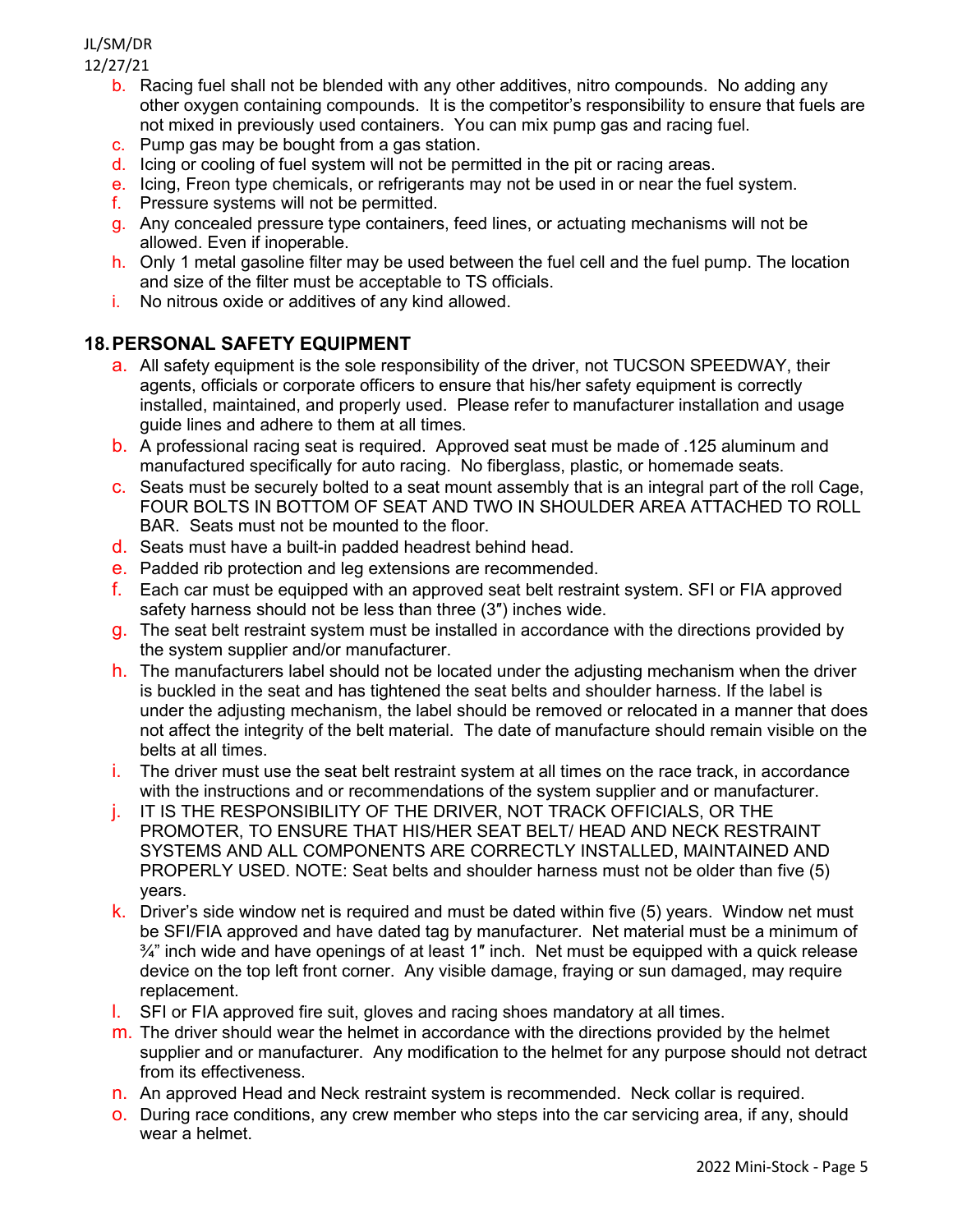b. Racing fuel shall not be blended with any other additives, nitro compounds. No adding any other oxygen containing compounds. It is the competitor's responsibility to ensure that fuels are not mixed in previously used containers. You can mix pump gas and racing fuel.
c. Pump gas may be bought from a gas station.
d. Icing or cooling of fuel system will not be permitted in the pit or racing areas.
e. Icing, Freon type chemicals, or refrigerants may not be used in or near the fuel system.
f. Pressure systems will not be permitted.
g. Any concealed pressure type containers, feed lines, or actuating mechanisms will not be allowed. Even if inoperable.
h. Only 1 metal gasoline filter may be used between the fuel cell and the fuel pump. The location and size of the filter must be acceptable to TS officials.
i. No nitrous oxide or additives of any kind allowed.

## 18. PERSONAL SAFETY EQUIPMENT

a. All safety equipment is the sole responsibility of the driver, not TUCSON SPEEDWAY, their agents, officials or corporate officers to ensure that his/her safety equipment is correctly installed, maintained, and properly used. Please refer to manufacturer installation and usage guide lines and adhere to them at all times.
b. A professional racing seat is required. Approved seat must be made of .125 aluminum and manufactured specifically for auto racing. No fiberglass, plastic, or homemade seats.
c. Seats must be securely bolted to a seat mount assembly that is an integral part of the roll Cage, FOUR BOLTS IN BOTTOM OF SEAT AND TWO IN SHOULDER AREA ATTACHED TO ROLL BAR. Seats must not be mounted to the floor.
d. Seats must have a built-in padded headrest behind head.
e. Padded rib protection and leg extensions are recommended.
f. Each car must be equipped with an approved seat belt restraint system. SFI or FIA approved safety harness should not be less than three (3″) inches wide.
g. The seat belt restraint system must be installed in accordance with the directions provided by the system supplier and/or manufacturer.
h. The manufacturers label should not be located under the adjusting mechanism when the driver is buckled in the seat and has tightened the seat belts and shoulder harness. If the label is under the adjusting mechanism, the label should be removed or relocated in a manner that does not affect the integrity of the belt material. The date of manufacture should remain visible on the belts at all times.
i. The driver must use the seat belt restraint system at all times on the race track, in accordance with the instructions and or recommendations of the system supplier and or manufacturer.
j. IT IS THE RESPONSIBILITY OF THE DRIVER, NOT TRACK OFFICIALS, OR THE PROMOTER, TO ENSURE THAT HIS/HER SEAT BELT/ HEAD AND NECK RESTRAINT SYSTEMS AND ALL COMPONENTS ARE CORRECTLY INSTALLED, MAINTAINED AND PROPERLY USED. NOTE: Seat belts and shoulder harness must not be older than five (5) years.
k. Driver's side window net is required and must be dated within five (5) years. Window net must be SFI/FIA approved and have dated tag by manufacturer. Net material must be a minimum of ¾" inch wide and have openings of at least 1″ inch. Net must be equipped with a quick release device on the top left front corner. Any visible damage, fraying or sun damaged, may require replacement.
l. SFI or FIA approved fire suit, gloves and racing shoes mandatory at all times.
m. The driver should wear the helmet in accordance with the directions provided by the helmet supplier and or manufacturer. Any modification to the helmet for any purpose should not detract from its effectiveness.
n. An approved Head and Neck restraint system is recommended. Neck collar is required.
o. During race conditions, any crew member who steps into the car servicing area, if any, should wear a helmet.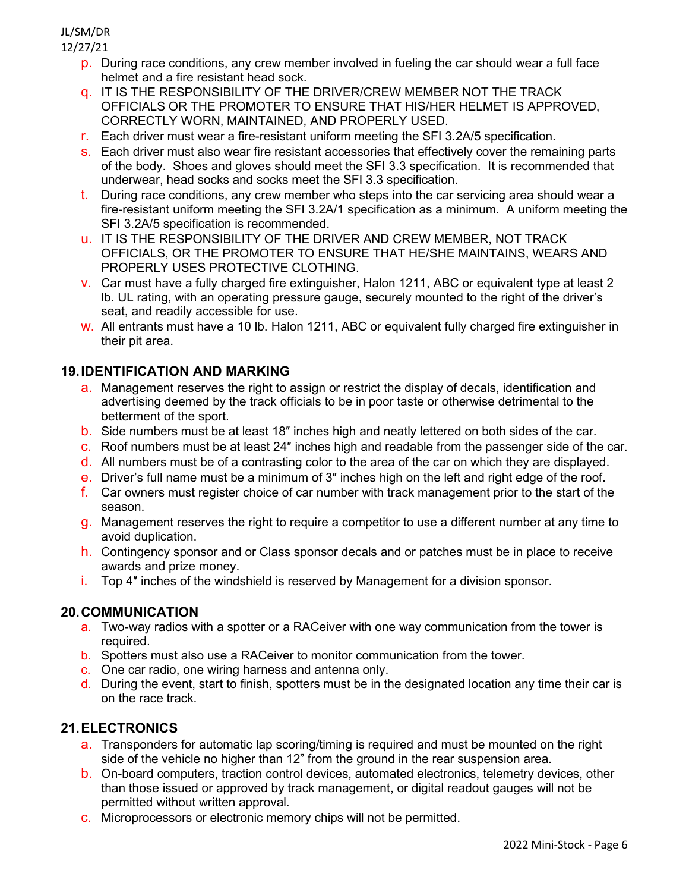p. During race conditions, any crew member involved in fueling the car should wear a full face helmet and a fire resistant head sock.
q. IT IS THE RESPONSIBILITY OF THE DRIVER/CREW MEMBER NOT THE TRACK OFFICIALS OR THE PROMOTER TO ENSURE THAT HIS/HER HELMET IS APPROVED, CORRECTLY WORN, MAINTAINED, AND PROPERLY USED.
r. Each driver must wear a fire-resistant uniform meeting the SFI 3.2A/5 specification.
s. Each driver must also wear fire resistant accessories that effectively cover the remaining parts of the body. Shoes and gloves should meet the SFI 3.3 specification. It is recommended that underwear, head socks and socks meet the SFI 3.3 specification.
t. During race conditions, any crew member who steps into the car servicing area should wear a fire-resistant uniform meeting the SFI 3.2A/1 specification as a minimum. A uniform meeting the SFI 3.2A/5 specification is recommended.
u. IT IS THE RESPONSIBILITY OF THE DRIVER AND CREW MEMBER, NOT TRACK OFFICIALS, OR THE PROMOTER TO ENSURE THAT HE/SHE MAINTAINS, WEARS AND PROPERLY USES PROTECTIVE CLOTHING.
v. Car must have a fully charged fire extinguisher, Halon 1211, ABC or equivalent type at least 2 lb. UL rating, with an operating pressure gauge, securely mounted to the right of the driver's seat, and readily accessible for use.
w. All entrants must have a 10 lb. Halon 1211, ABC or equivalent fully charged fire extinguisher in their pit area.

## 19. IDENTIFICATION AND MARKING

a. Management reserves the right to assign or restrict the display of decals, identification and advertising deemed by the track officials to be in poor taste or otherwise detrimental to the betterment of the sport.
b. Side numbers must be at least 18″ inches high and neatly lettered on both sides of the car.
c. Roof numbers must be at least 24″ inches high and readable from the passenger side of the car.
d. All numbers must be of a contrasting color to the area of the car on which they are displayed.
e. Driver's full name must be a minimum of 3″ inches high on the left and right edge of the roof.
f. Car owners must register choice of car number with track management prior to the start of the season.
g. Management reserves the right to require a competitor to use a different number at any time to avoid duplication.
h. Contingency sponsor and or Class sponsor decals and or patches must be in place to receive awards and prize money.
i. Top 4″ inches of the windshield is reserved by Management for a division sponsor.

## 20. COMMUNICATION

a. Two-way radios with a spotter or a RACeiver with one way communication from the tower is required.
b. Spotters must also use a RACeiver to monitor communication from the tower.
c. One car radio, one wiring harness and antenna only.
d. During the event, start to finish, spotters must be in the designated location any time their car is on the race track.

## 21. ELECTRONICS

a. Transponders for automatic lap scoring/timing is required and must be mounted on the right side of the vehicle no higher than 12" from the ground in the rear suspension area.
b. On-board computers, traction control devices, automated electronics, telemetry devices, other than those issued or approved by track management, or digital readout gauges will not be permitted without written approval.
c. Microprocessors or electronic memory chips will not be permitted.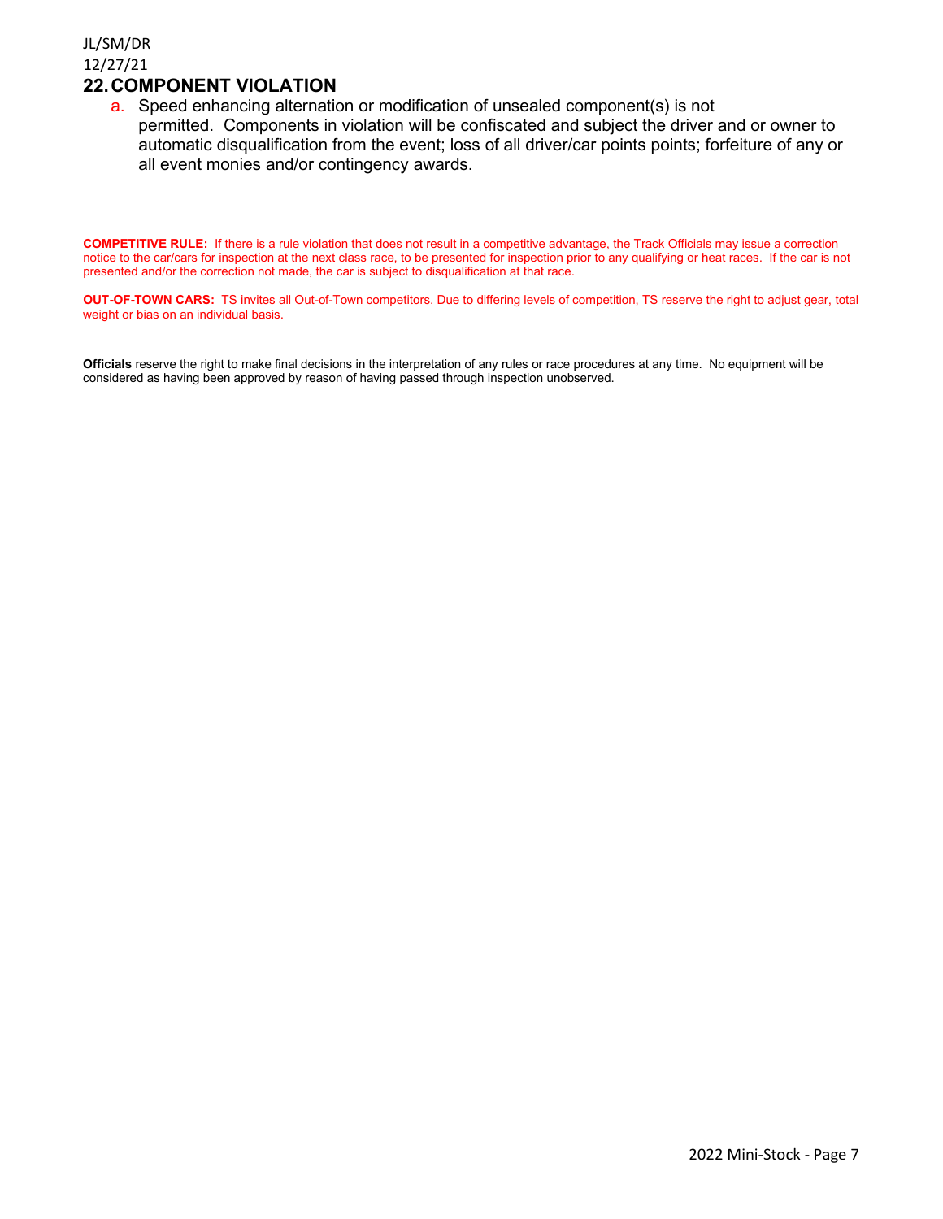JL/SM/DR
12/27/21

## 22. COMPONENT VIOLATION

a. Speed enhancing alternation or modification of unsealed component(s) is not permitted. Components in violation will be confiscated and subject the driver and or owner to automatic disqualification from the event; loss of all driver/car points points; forfeiture of any or all event monies and/or contingency awards.

**COMPETITIVE RULE:** If there is a rule violation that does not result in a competitive advantage, the Track Officials may issue a correction notice to the car/cars for inspection at the next class race, to be presented for inspection prior to any qualifying or heat races. If the car is not presented and/or the correction not made, the car is subject to disqualification at that race.

**OUT-OF-TOWN CARS:** TS invites all Out-of-Town competitors. Due to differing levels of competition, TS reserve the right to adjust gear, total weight or bias on an individual basis.

**Officials** reserve the right to make final decisions in the interpretation of any rules or race procedures at any time. No equipment will be considered as having been approved by reason of having passed through inspection unobserved.